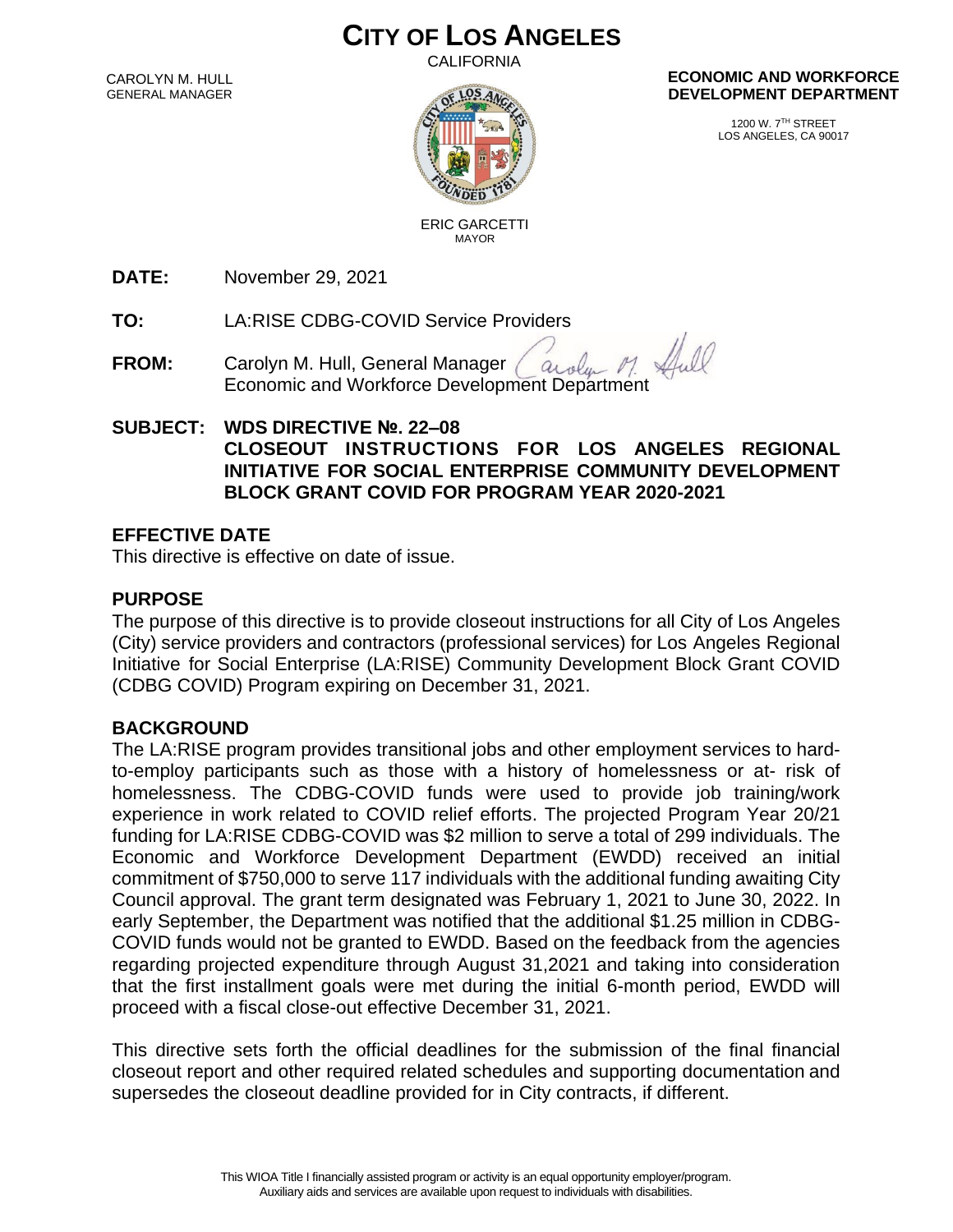# CITY OF LOS ANGELES

CALIFORNIA

CAROLYN M. HULL
GENERAL MANAGER

ERIC GARCETTI
MAYOR

**ECONOMIC AND WORKFORCE DEVELOPMENT DEPARTMENT**

1200 W. 7TH STREET
LOS ANGELES, CA 90017

**DATE:** November 29, 2021

**TO:** LA:RISE CDBG-COVID Service Providers

**FROM:** Carolyn M. Hull, General Manager
Economic and Workforce Development Department

**SUBJECT: WDS DIRECTIVE №. 22–08**
**CLOSEOUT INSTRUCTIONS FOR LOS ANGELES REGIONAL INITIATIVE FOR SOCIAL ENTERPRISE COMMUNITY DEVELOPMENT BLOCK GRANT COVID FOR PROGRAM YEAR 2020-2021**

## EFFECTIVE DATE

This directive is effective on date of issue.

## PURPOSE

The purpose of this directive is to provide closeout instructions for all City of Los Angeles (City) service providers and contractors (professional services) for Los Angeles Regional Initiative for Social Enterprise (LA:RISE) Community Development Block Grant COVID (CDBG COVID) Program expiring on December 31, 2021.

## BACKGROUND

The LA:RISE program provides transitional jobs and other employment services to hard-to-employ participants such as those with a history of homelessness or at- risk of homelessness. The CDBG-COVID funds were used to provide job training/work experience in work related to COVID relief efforts. The projected Program Year 20/21 funding for LA:RISE CDBG-COVID was $2 million to serve a total of 299 individuals. The Economic and Workforce Development Department (EWDD) received an initial commitment of $750,000 to serve 117 individuals with the additional funding awaiting City Council approval. The grant term designated was February 1, 2021 to June 30, 2022. In early September, the Department was notified that the additional $1.25 million in CDBG-COVID funds would not be granted to EWDD. Based on the feedback from the agencies regarding projected expenditure through August 31,2021 and taking into consideration that the first installment goals were met during the initial 6-month period, EWDD will proceed with a fiscal close-out effective December 31, 2021.

This directive sets forth the official deadlines for the submission of the final financial closeout report and other required related schedules and supporting documentation and supersedes the closeout deadline provided for in City contracts, if different.

This WIOA Title I financially assisted program or activity is an equal opportunity employer/program.
Auxiliary aids and services are available upon request to individuals with disabilities.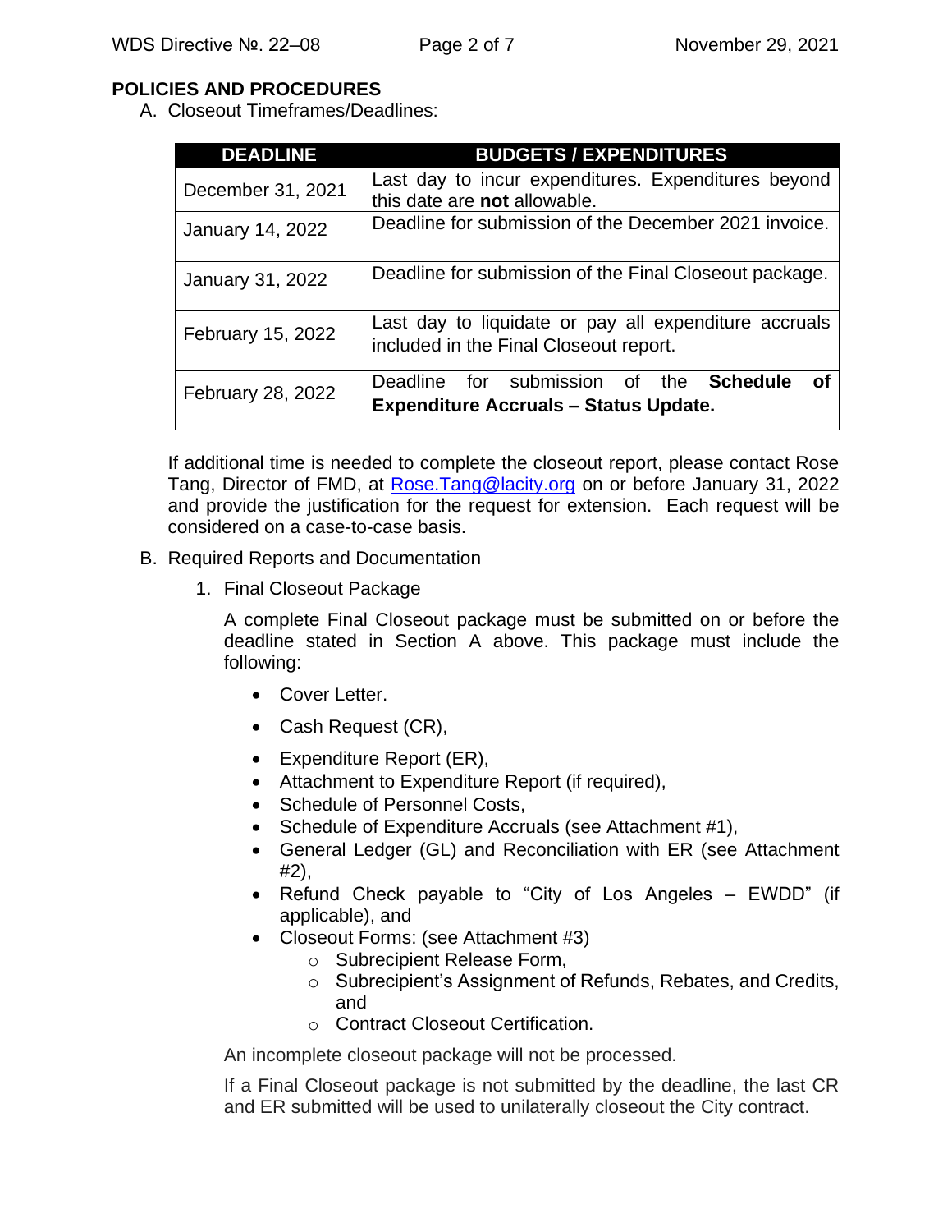## POLICIES AND PROCEDURES

A. Closeout Timeframes/Deadlines:

| DEADLINE | BUDGETS / EXPENDITURES |
|---|---|
| December 31, 2021 | Last day to incur expenditures. Expenditures beyond this date are **not** allowable. |
| January 14, 2022 | Deadline for submission of the December 2021 invoice. |
| January 31, 2022 | Deadline for submission of the Final Closeout package. |
| February 15, 2022 | Last day to liquidate or pay all expenditure accruals included in the Final Closeout report. |
| February 28, 2022 | Deadline for submission of the **Schedule of Expenditure Accruals – Status Update.** |

If additional time is needed to complete the closeout report, please contact Rose Tang, Director of FMD, at Rose.Tang@lacity.org on or before January 31, 2022 and provide the justification for the request for extension. Each request will be considered on a case-to-case basis.

B. Required Reports and Documentation

1. Final Closeout Package

   A complete Final Closeout package must be submitted on or before the deadline stated in Section A above. This package must include the following:

   - Cover Letter.
   - Cash Request (CR),
   - Expenditure Report (ER),
   - Attachment to Expenditure Report (if required),
   - Schedule of Personnel Costs,
   - Schedule of Expenditure Accruals (see Attachment #1),
   - General Ledger (GL) and Reconciliation with ER (see Attachment #2),
   - Refund Check payable to "City of Los Angeles – EWDD" (if applicable), and
   - Closeout Forms: (see Attachment #3)
     - Subrecipient Release Form,
     - Subrecipient's Assignment of Refunds, Rebates, and Credits, and
     - Contract Closeout Certification.

   An incomplete closeout package will not be processed.

   If a Final Closeout package is not submitted by the deadline, the last CR and ER submitted will be used to unilaterally closeout the City contract.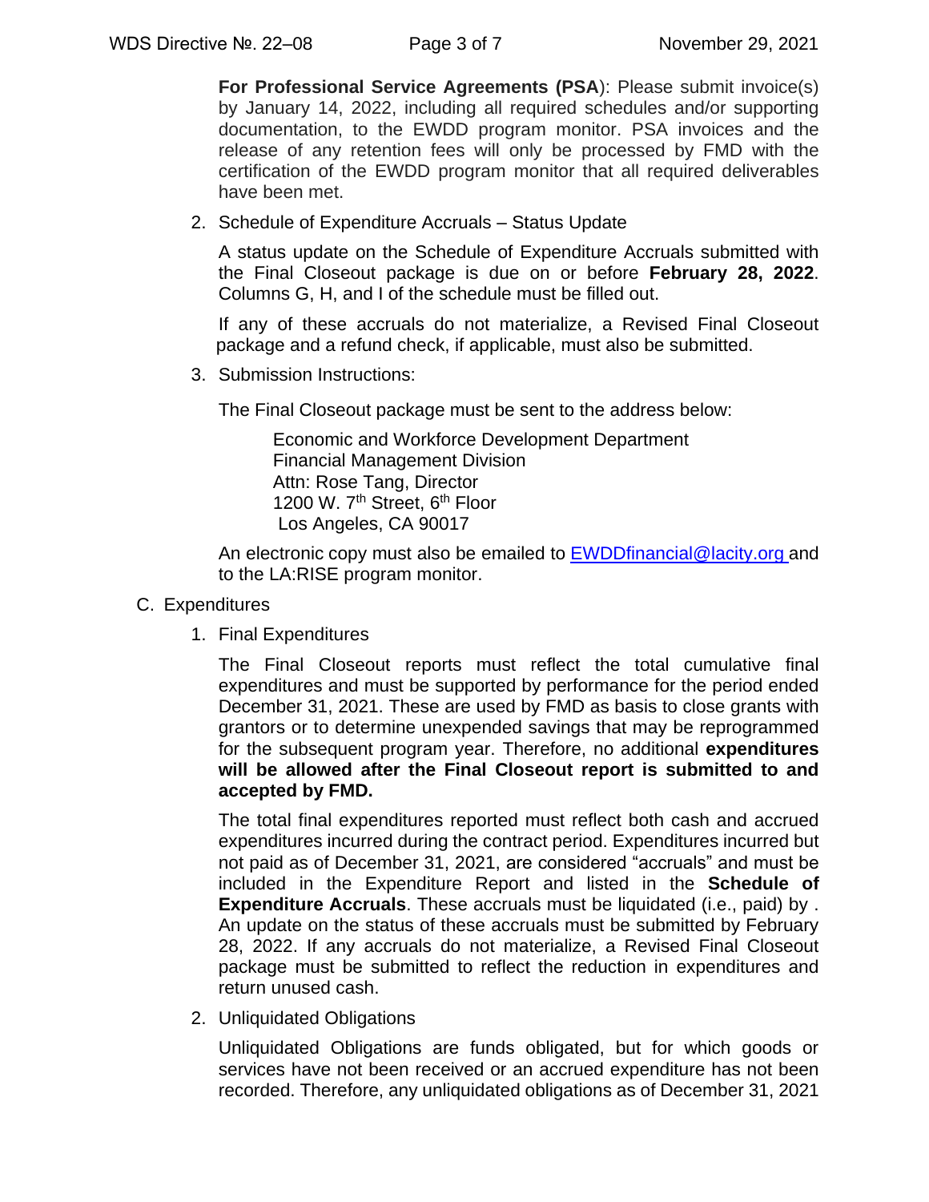**For Professional Service Agreements (PSA**): Please submit invoice(s) by January 14, 2022, including all required schedules and/or supporting documentation, to the EWDD program monitor. PSA invoices and the release of any retention fees will only be processed by FMD with the certification of the EWDD program monitor that all required deliverables have been met.

2. Schedule of Expenditure Accruals – Status Update

   A status update on the Schedule of Expenditure Accruals submitted with the Final Closeout package is due on or before **February 28, 2022**. Columns G, H, and I of the schedule must be filled out.

   If any of these accruals do not materialize, a Revised Final Closeout package and a refund check, if applicable, must also be submitted.

3. Submission Instructions:

   The Final Closeout package must be sent to the address below:

   Economic and Workforce Development Department
   Financial Management Division
   Attn: Rose Tang, Director
   1200 W. 7th Street, 6th Floor
   Los Angeles, CA 90017

   An electronic copy must also be emailed to EWDDfinancial@lacity.org and to the LA:RISE program monitor.

C. Expenditures

1. Final Expenditures

   The Final Closeout reports must reflect the total cumulative final expenditures and must be supported by performance for the period ended December 31, 2021. These are used by FMD as basis to close grants with grantors or to determine unexpended savings that may be reprogrammed for the subsequent program year. Therefore, no additional **expenditures will be allowed after the Final Closeout report is submitted to and accepted by FMD.**

   The total final expenditures reported must reflect both cash and accrued expenditures incurred during the contract period. Expenditures incurred but not paid as of December 31, 2021, are considered "accruals" and must be included in the Expenditure Report and listed in the **Schedule of Expenditure Accruals**. These accruals must be liquidated (i.e., paid) by . An update on the status of these accruals must be submitted by February 28, 2022. If any accruals do not materialize, a Revised Final Closeout package must be submitted to reflect the reduction in expenditures and return unused cash.

2. Unliquidated Obligations

   Unliquidated Obligations are funds obligated, but for which goods or services have not been received or an accrued expenditure has not been recorded. Therefore, any unliquidated obligations as of December 31, 2021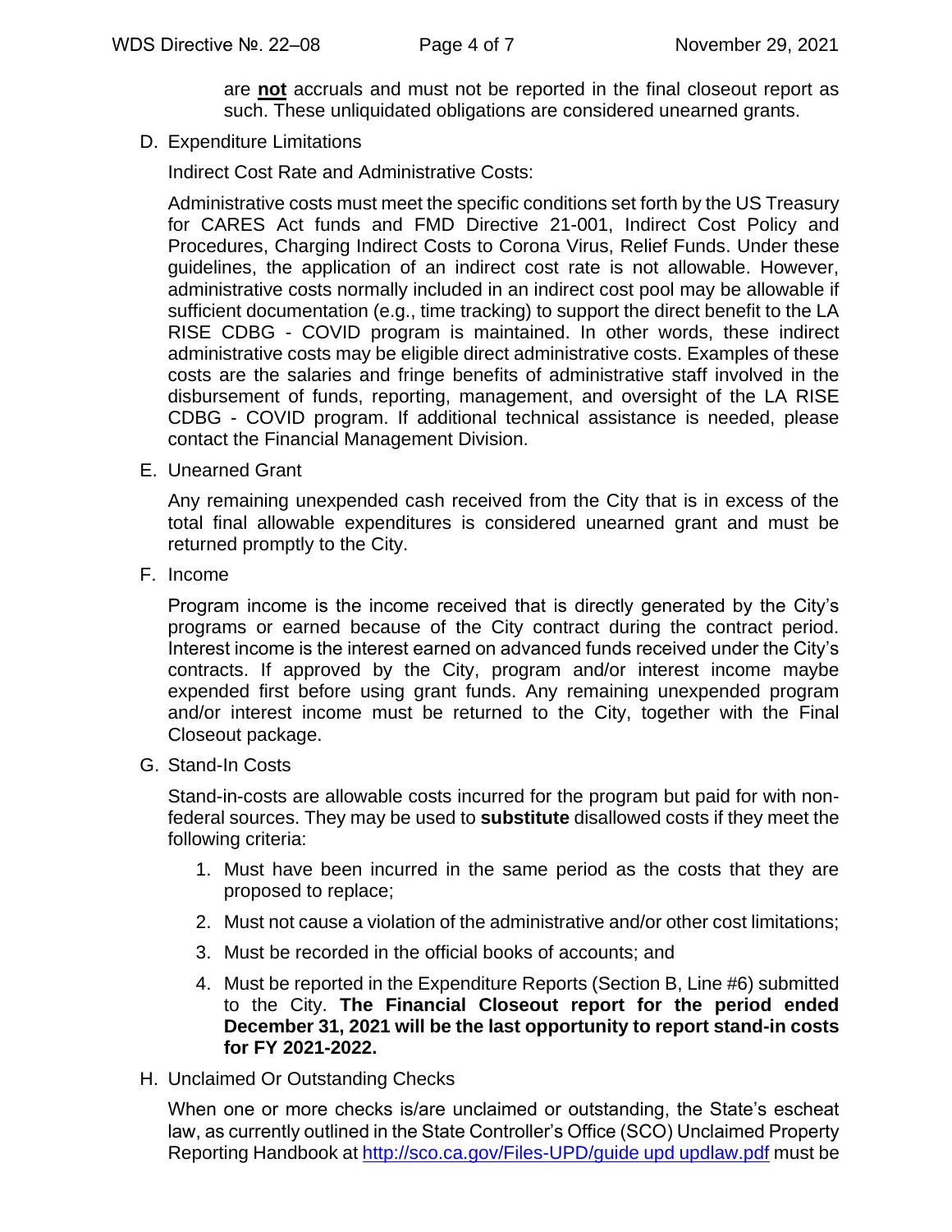are **not** accruals and must not be reported in the final closeout report as such. These unliquidated obligations are considered unearned grants.

D. Expenditure Limitations

Indirect Cost Rate and Administrative Costs:

Administrative costs must meet the specific conditions set forth by the US Treasury for CARES Act funds and FMD Directive 21-001, Indirect Cost Policy and Procedures, Charging Indirect Costs to Corona Virus, Relief Funds. Under these guidelines, the application of an indirect cost rate is not allowable. However, administrative costs normally included in an indirect cost pool may be allowable if sufficient documentation (e.g., time tracking) to support the direct benefit to the LA RISE CDBG - COVID program is maintained. In other words, these indirect administrative costs may be eligible direct administrative costs. Examples of these costs are the salaries and fringe benefits of administrative staff involved in the disbursement of funds, reporting, management, and oversight of the LA RISE CDBG - COVID program. If additional technical assistance is needed, please contact the Financial Management Division.

E. Unearned Grant

Any remaining unexpended cash received from the City that is in excess of the total final allowable expenditures is considered unearned grant and must be returned promptly to the City.

F. Income

Program income is the income received that is directly generated by the City's programs or earned because of the City contract during the contract period. Interest income is the interest earned on advanced funds received under the City's contracts. If approved by the City, program and/or interest income maybe expended first before using grant funds. Any remaining unexpended program and/or interest income must be returned to the City, together with the Final Closeout package.

G. Stand-In Costs

Stand-in-costs are allowable costs incurred for the program but paid for with non-federal sources. They may be used to **substitute** disallowed costs if they meet the following criteria:

1. Must have been incurred in the same period as the costs that they are proposed to replace;
2. Must not cause a violation of the administrative and/or other cost limitations;
3. Must be recorded in the official books of accounts; and
4. Must be reported in the Expenditure Reports (Section B, Line #6) submitted to the City. **The Financial Closeout report for the period ended December 31, 2021 will be the last opportunity to report stand-in costs for FY 2021-2022.**

H. Unclaimed Or Outstanding Checks

When one or more checks is/are unclaimed or outstanding, the State's escheat law, as currently outlined in the State Controller's Office (SCO) Unclaimed Property Reporting Handbook at http://sco.ca.gov/Files-UPD/guide upd updlaw.pdf must be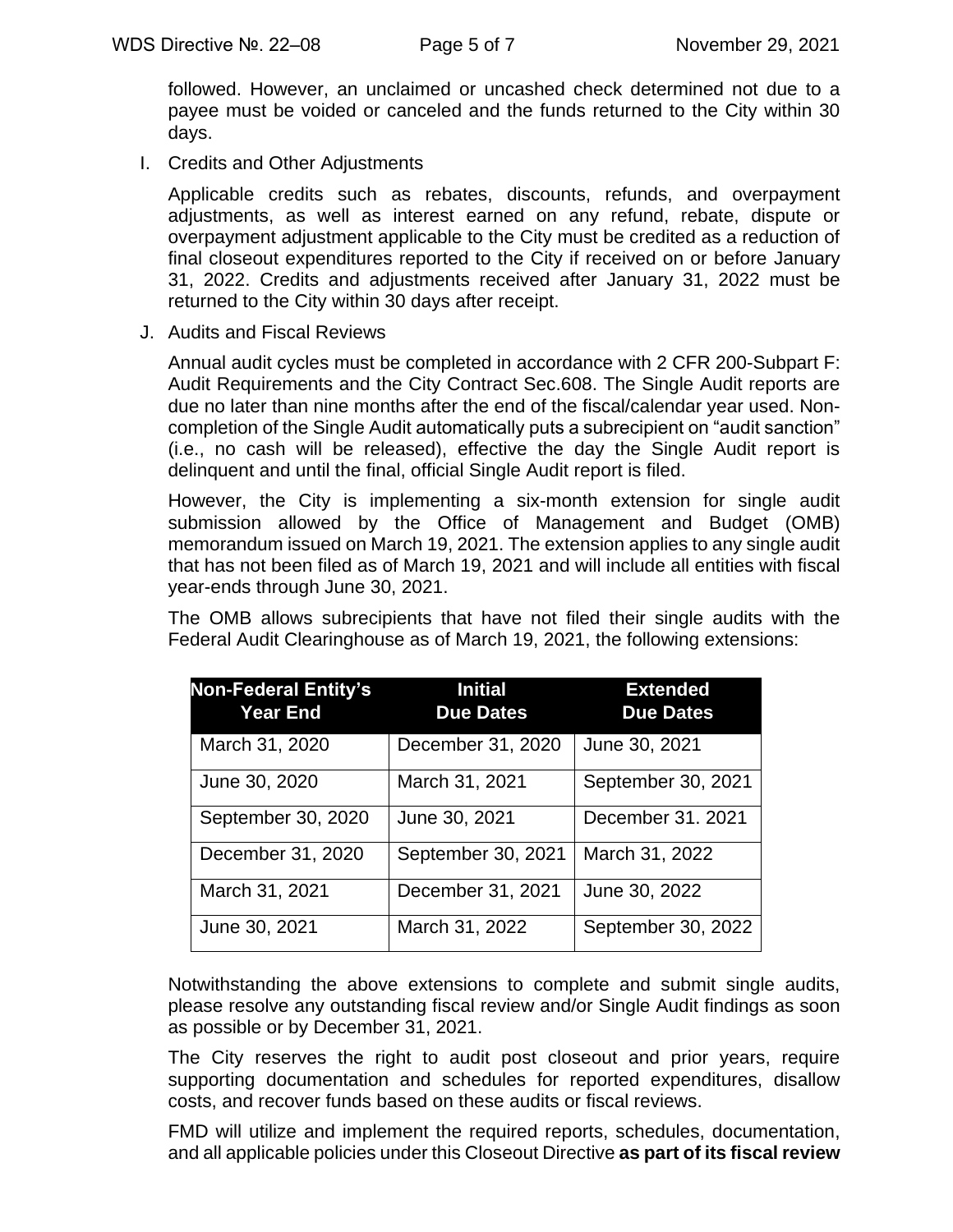followed. However, an unclaimed or uncashed check determined not due to a payee must be voided or canceled and the funds returned to the City within 30 days.

I. Credits and Other Adjustments

Applicable credits such as rebates, discounts, refunds, and overpayment adjustments, as well as interest earned on any refund, rebate, dispute or overpayment adjustment applicable to the City must be credited as a reduction of final closeout expenditures reported to the City if received on or before January 31, 2022. Credits and adjustments received after January 31, 2022 must be returned to the City within 30 days after receipt.

J. Audits and Fiscal Reviews

Annual audit cycles must be completed in accordance with 2 CFR 200-Subpart F: Audit Requirements and the City Contract Sec.608. The Single Audit reports are due no later than nine months after the end of the fiscal/calendar year used. Non-completion of the Single Audit automatically puts a subrecipient on "audit sanction" (i.e., no cash will be released), effective the day the Single Audit report is delinquent and until the final, official Single Audit report is filed.

However, the City is implementing a six-month extension for single audit submission allowed by the Office of Management and Budget (OMB) memorandum issued on March 19, 2021. The extension applies to any single audit that has not been filed as of March 19, 2021 and will include all entities with fiscal year-ends through June 30, 2021.

The OMB allows subrecipients that have not filed their single audits with the Federal Audit Clearinghouse as of March 19, 2021, the following extensions:

| Non-Federal Entity's Year End | Initial Due Dates | Extended Due Dates |
|---|---|---|
| March 31, 2020 | December 31, 2020 | June 30, 2021 |
| June 30, 2020 | March 31, 2021 | September 30, 2021 |
| September 30, 2020 | June 30, 2021 | December 31. 2021 |
| December 31, 2020 | September 30, 2021 | March 31, 2022 |
| March 31, 2021 | December 31, 2021 | June 30, 2022 |
| June 30, 2021 | March 31, 2022 | September 30, 2022 |

Notwithstanding the above extensions to complete and submit single audits, please resolve any outstanding fiscal review and/or Single Audit findings as soon as possible or by December 31, 2021.

The City reserves the right to audit post closeout and prior years, require supporting documentation and schedules for reported expenditures, disallow costs, and recover funds based on these audits or fiscal reviews.

FMD will utilize and implement the required reports, schedules, documentation, and all applicable policies under this Closeout Directive **as part of its fiscal review**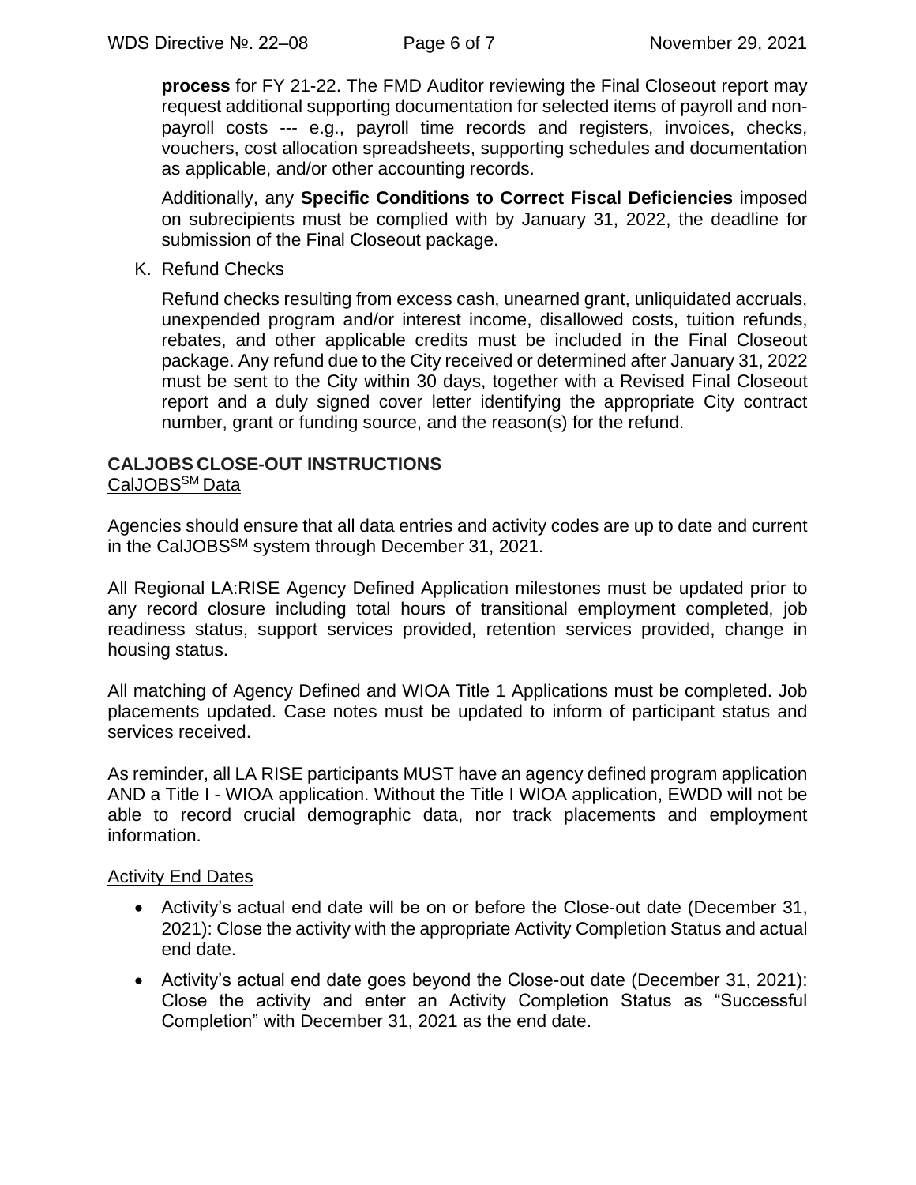**process** for FY 21-22. The FMD Auditor reviewing the Final Closeout report may request additional supporting documentation for selected items of payroll and non-payroll costs --- e.g., payroll time records and registers, invoices, checks, vouchers, cost allocation spreadsheets, supporting schedules and documentation as applicable, and/or other accounting records.

Additionally, any **Specific Conditions to Correct Fiscal Deficiencies** imposed on subrecipients must be complied with by January 31, 2022, the deadline for submission of the Final Closeout package.

K. Refund Checks

Refund checks resulting from excess cash, unearned grant, unliquidated accruals, unexpended program and/or interest income, disallowed costs, tuition refunds, rebates, and other applicable credits must be included in the Final Closeout package. Any refund due to the City received or determined after January 31, 2022 must be sent to the City within 30 days, together with a Revised Final Closeout report and a duly signed cover letter identifying the appropriate City contract number, grant or funding source, and the reason(s) for the refund.

**CALJOBS CLOSE-OUT INSTRUCTIONS**

CalJOBS[SM] Data

Agencies should ensure that all data entries and activity codes are up to date and current in the CalJOBS[SM] system through December 31, 2021.

All Regional LA:RISE Agency Defined Application milestones must be updated prior to any record closure including total hours of transitional employment completed, job readiness status, support services provided, retention services provided, change in housing status.

All matching of Agency Defined and WIOA Title 1 Applications must be completed. Job placements updated. Case notes must be updated to inform of participant status and services received.

As reminder, all LA RISE participants MUST have an agency defined program application AND a Title I - WIOA application. Without the Title I WIOA application, EWDD will not be able to record crucial demographic data, nor track placements and employment information.

Activity End Dates

- Activity's actual end date will be on or before the Close-out date (December 31, 2021): Close the activity with the appropriate Activity Completion Status and actual end date.
- Activity's actual end date goes beyond the Close-out date (December 31, 2021): Close the activity and enter an Activity Completion Status as "Successful Completion" with December 31, 2021 as the end date.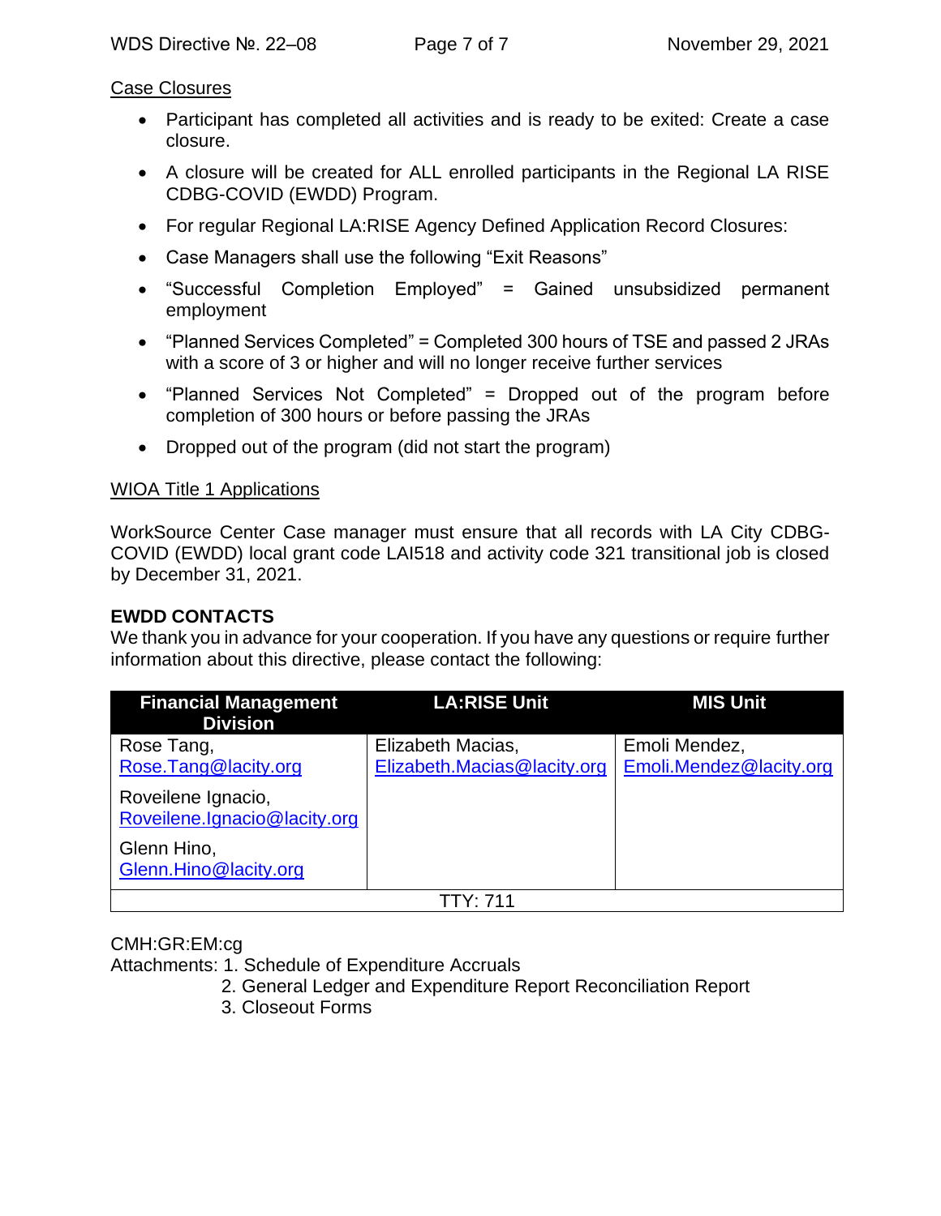Case Closures

- Participant has completed all activities and is ready to be exited: Create a case closure.
- A closure will be created for ALL enrolled participants in the Regional LA RISE CDBG-COVID (EWDD) Program.
- For regular Regional LA:RISE Agency Defined Application Record Closures:
- Case Managers shall use the following "Exit Reasons"
- "Successful Completion Employed" = Gained unsubsidized permanent employment
- "Planned Services Completed" = Completed 300 hours of TSE and passed 2 JRAs with a score of 3 or higher and will no longer receive further services
- "Planned Services Not Completed" = Dropped out of the program before completion of 300 hours or before passing the JRAs
- Dropped out of the program (did not start the program)

WIOA Title 1 Applications

WorkSource Center Case manager must ensure that all records with LA City CDBG-COVID (EWDD) local grant code LAI518 and activity code 321 transitional job is closed by December 31, 2021.

**EWDD CONTACTS**

We thank you in advance for your cooperation. If you have any questions or require further information about this directive, please contact the following:

| Financial Management Division | LA:RISE Unit | MIS Unit |
|---|---|---|
| Rose Tang, Rose.Tang@lacity.org | Elizabeth Macias, Elizabeth.Macias@lacity.org | Emoli Mendez, Emoli.Mendez@lacity.org |
| Roveilene Ignacio, Roveilene.Ignacio@lacity.org | | |
| Glenn Hino, Glenn.Hino@lacity.org | | |
| TTY: 711 | | |

CMH:GR:EM:cg

Attachments: 1. Schedule of Expenditure Accruals
2. General Ledger and Expenditure Report Reconciliation Report
3. Closeout Forms